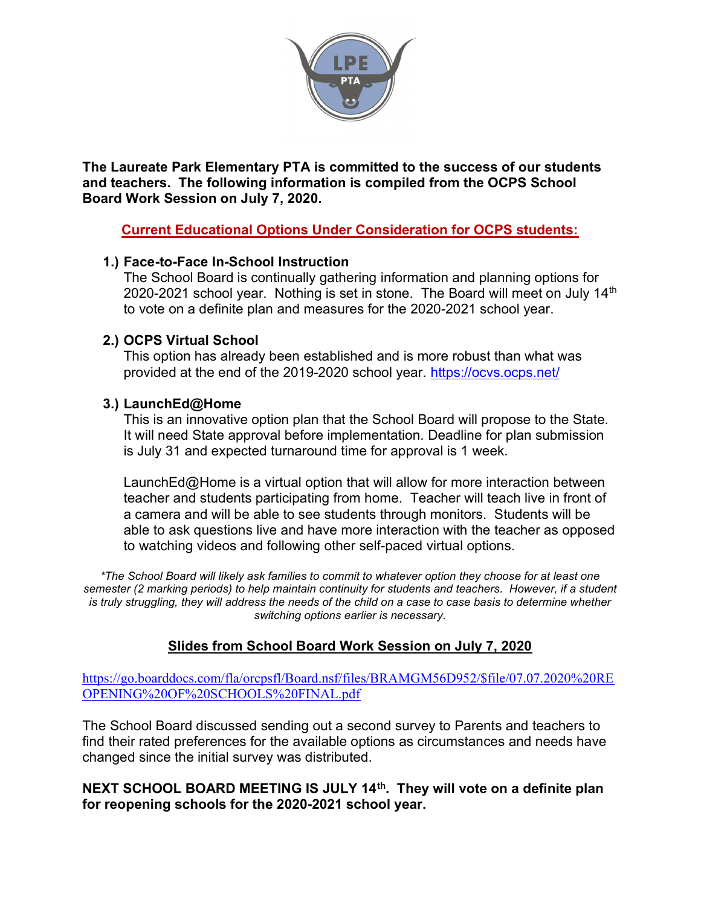**The Laureate Park Elementary PTA is committed to the success of our students and teachers. The following information is compiled from the OCPS School Board Work Session on July 7, 2020.**

## Current Educational Options Under Consideration for OCPS students:

1.) **Face-to-Face In-School Instruction**
The School Board is continually gathering information and planning options for 2020-2021 school year. Nothing is set in stone. The Board will meet on July 14th to vote on a definite plan and measures for the 2020-2021 school year.

2.) **OCPS Virtual School**
This option has already been established and is more robust than what was provided at the end of the 2019-2020 school year. https://ocvs.ocps.net/

3.) **LaunchEd@Home**
This is an innovative option plan that the School Board will propose to the State. It will need State approval before implementation. Deadline for plan submission is July 31 and expected turnaround time for approval is 1 week.

LaunchEd@Home is a virtual option that will allow for more interaction between teacher and students participating from home. Teacher will teach live in front of a camera and will be able to see students through monitors. Students will be able to ask questions live and have more interaction with the teacher as opposed to watching videos and following other self-paced virtual options.

*\*The School Board will likely ask families to commit to whatever option they choose for at least one semester (2 marking periods) to help maintain continuity for students and teachers. However, if a student is truly struggling, they will address the needs of the child on a case to case basis to determine whether switching options earlier is necessary.*

## Slides from School Board Work Session on July 7, 2020

https://go.boarddocs.com/fla/orcpsfl/Board.nsf/files/BRAMGM56D952/$file/07.07.2020%20REOPENING%20OF%20SCHOOLS%20FINAL.pdf

The School Board discussed sending out a second survey to Parents and teachers to find their rated preferences for the available options as circumstances and needs have changed since the initial survey was distributed.

**NEXT SCHOOL BOARD MEETING IS JULY 14th. They will vote on a definite plan for reopening schools for the 2020-2021 school year.**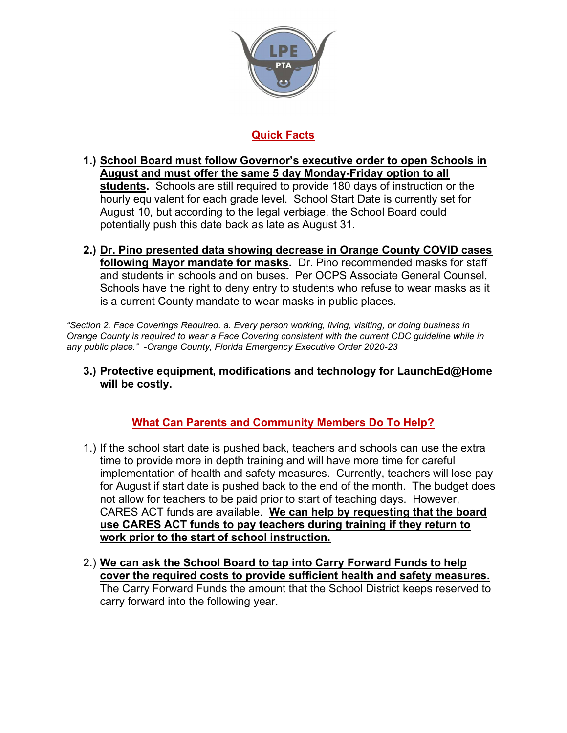## Quick Facts

1.) **School Board must follow Governor's executive order to open Schools in August and must offer the same 5 day Monday-Friday option to all students.** Schools are still required to provide 180 days of instruction or the hourly equivalent for each grade level. School Start Date is currently set for August 10, but according to the legal verbiage, the School Board could potentially push this date back as late as August 31.

2.) **Dr. Pino presented data showing decrease in Orange County COVID cases following Mayor mandate for masks.** Dr. Pino recommended masks for staff and students in schools and on buses. Per OCPS Associate General Counsel, Schools have the right to deny entry to students who refuse to wear masks as it is a current County mandate to wear masks in public places.

*"Section 2. Face Coverings Required. a. Every person working, living, visiting, or doing business in Orange County is required to wear a Face Covering consistent with the current CDC guideline while in any public place." -Orange County, Florida Emergency Executive Order 2020-23*

3.) **Protective equipment, modifications and technology for LaunchEd@Home will be costly.**

## What Can Parents and Community Members Do To Help?

1.) If the school start date is pushed back, teachers and schools can use the extra time to provide more in depth training and will have more time for careful implementation of health and safety measures. Currently, teachers will lose pay for August if start date is pushed back to the end of the month. The budget does not allow for teachers to be paid prior to start of teaching days. However, CARES ACT funds are available. **We can help by requesting that the board use CARES ACT funds to pay teachers during training if they return to work prior to the start of school instruction.**

2.) **We can ask the School Board to tap into Carry Forward Funds to help cover the required costs to provide sufficient health and safety measures.** The Carry Forward Funds the amount that the School District keeps reserved to carry forward into the following year.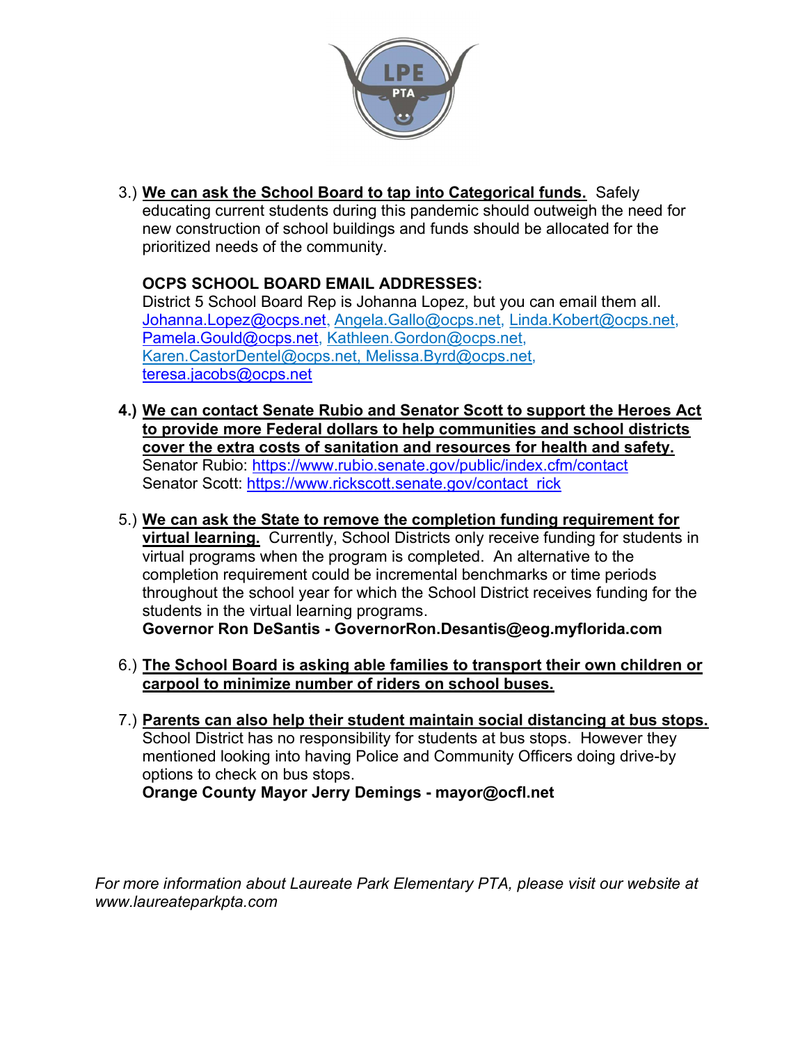3.) **We can ask the School Board to tap into Categorical funds.** Safely educating current students during this pandemic should outweigh the need for new construction of school buildings and funds should be allocated for the prioritized needs of the community.

**OCPS SCHOOL BOARD EMAIL ADDRESSES:**
District 5 School Board Rep is Johanna Lopez, but you can email them all.
Johanna.Lopez@ocps.net, Angela.Gallo@ocps.net, Linda.Kobert@ocps.net, Pamela.Gould@ocps.net, Kathleen.Gordon@ocps.net, Karen.CastorDentel@ocps.net, Melissa.Byrd@ocps.net, teresa.jacobs@ocps.net

**4.) We can contact Senate Rubio and Senator Scott to support the Heroes Act to provide more Federal dollars to help communities and school districts cover the extra costs of sanitation and resources for health and safety.**
Senator Rubio: https://www.rubio.senate.gov/public/index.cfm/contact
Senator Scott: https://www.rickscott.senate.gov/contact_rick

5.) **We can ask the State to remove the completion funding requirement for virtual learning.** Currently, School Districts only receive funding for students in virtual programs when the program is completed. An alternative to the completion requirement could be incremental benchmarks or time periods throughout the school year for which the School District receives funding for the students in the virtual learning programs.
**Governor Ron DeSantis - GovernorRon.Desantis@eog.myflorida.com**

6.) **The School Board is asking able families to transport their own children or carpool to minimize number of riders on school buses.**

7.) **Parents can also help their student maintain social distancing at bus stops.** School District has no responsibility for students at bus stops. However they mentioned looking into having Police and Community Officers doing drive-by options to check on bus stops.
**Orange County Mayor Jerry Demings - mayor@ocfl.net**

*For more information about Laureate Park Elementary PTA, please visit our website at www.laureateparkpta.com*